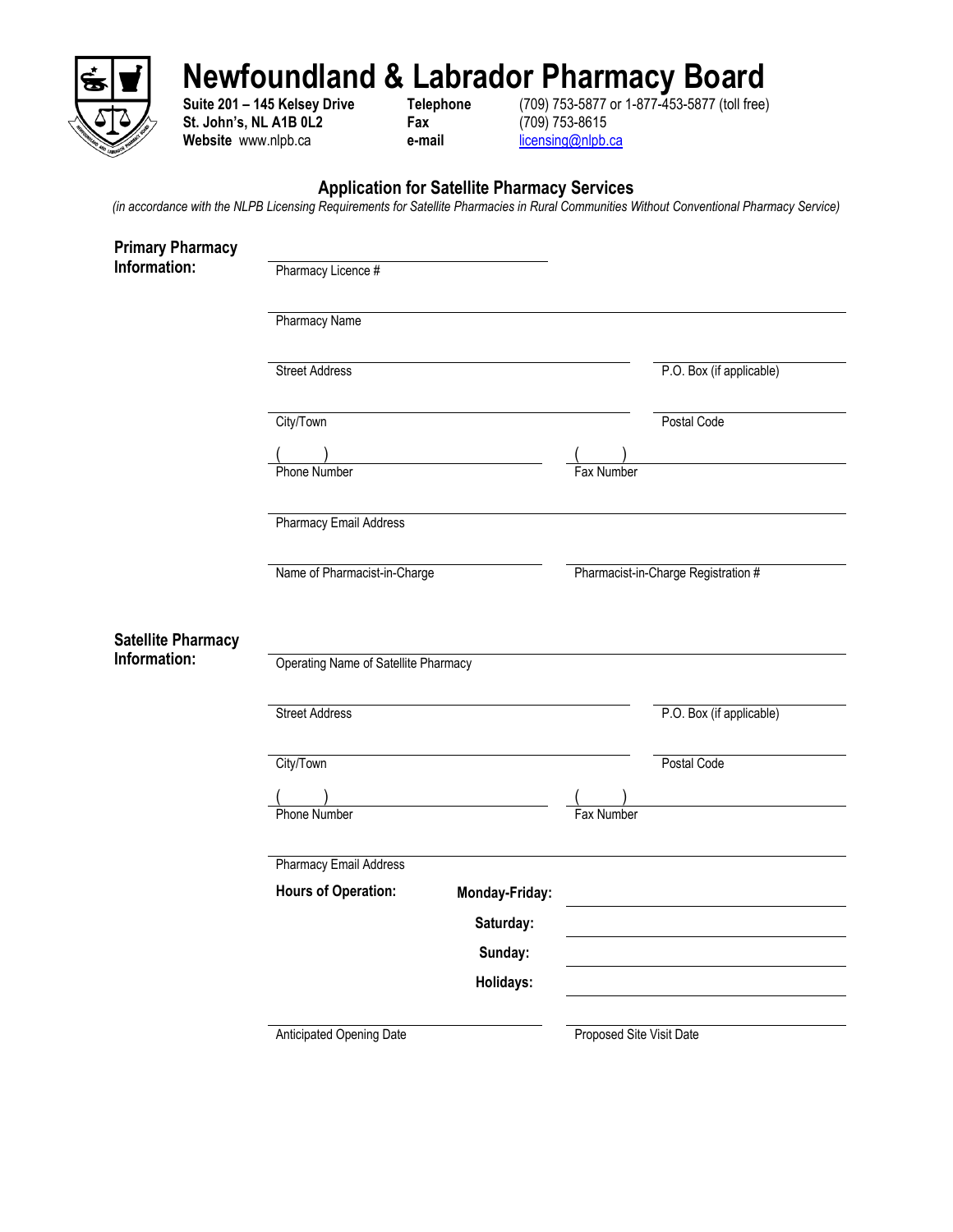# Newfoundland & Labrador Pharmacy Board

**Suite 201 – 145 Kelsey Drive**
**St. John's, NL A1B 0L2**
**Website** www.nlpb.ca

**Telephone** (709) 753-5877 or 1-877-453-5877 (toll free)
**Fax** (709) 753-8615
**e-mail** licensing@nlpb.ca

## Application for Satellite Pharmacy Services

*(in accordance with the NLPB Licensing Requirements for Satellite Pharmacies in Rural Communities Without Conventional Pharmacy Service)*

### Primary Pharmacy Information:

Pharmacy Licence # ______________________

Pharmacy Name ______________________

Street Address ______________________ P.O. Box (if applicable) ______________________

City/Town ______________________ Postal Code ______________________

Phone Number ( ) ______________________ Fax Number ( ) ______________________

Pharmacy Email Address ______________________

Name of Pharmacist-in-Charge ______________________ Pharmacist-in-Charge Registration # ______________________

### Satellite Pharmacy Information:

Operating Name of Satellite Pharmacy ______________________

Street Address ______________________ P.O. Box (if applicable) ______________________

City/Town ______________________ Postal Code ______________________

Phone Number ( ) ______________________ Fax Number ( ) ______________________

Pharmacy Email Address ______________________

**Hours of Operation:**

**Monday-Friday:** ______________________

**Saturday:** ______________________

**Sunday:** ______________________

**Holidays:** ______________________

Anticipated Opening Date ______________________ Proposed Site Visit Date ______________________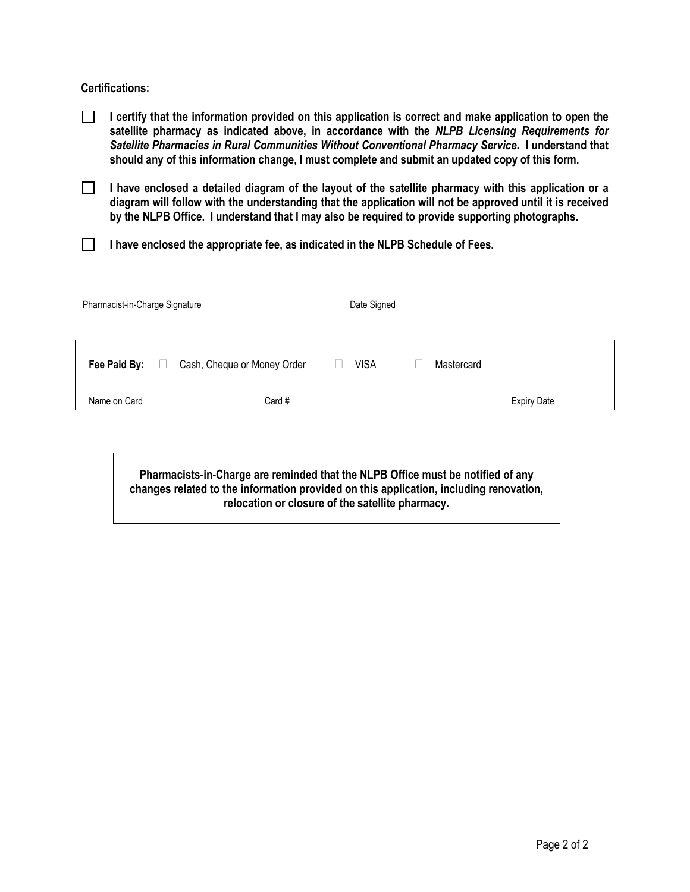**Certifications:**

☐ **I certify that the information provided on this application is correct and make application to open the satellite pharmacy as indicated above, in accordance with the *NLPB Licensing Requirements for Satellite Pharmacies in Rural Communities Without Conventional Pharmacy Service*. I understand that should any of this information change, I must complete and submit an updated copy of this form.**

☐ **I have enclosed a detailed diagram of the layout of the satellite pharmacy with this application or a diagram will follow with the understanding that the application will not be approved until it is received by the NLPB Office. I understand that I may also be required to provide supporting photographs.**

☐ **I have enclosed the appropriate fee, as indicated in the NLPB Schedule of Fees.**

Pharmacist-in-Charge Signature ____________________ Date Signed ____________________

**Fee Paid By:** ☐ Cash, Cheque or Money Order ☐ VISA ☐ Mastercard

Name on Card ____________________ Card # ____________________ Expiry Date ____________________

**Pharmacists-in-Charge are reminded that the NLPB Office must be notified of any changes related to the information provided on this application, including renovation, relocation or closure of the satellite pharmacy.**